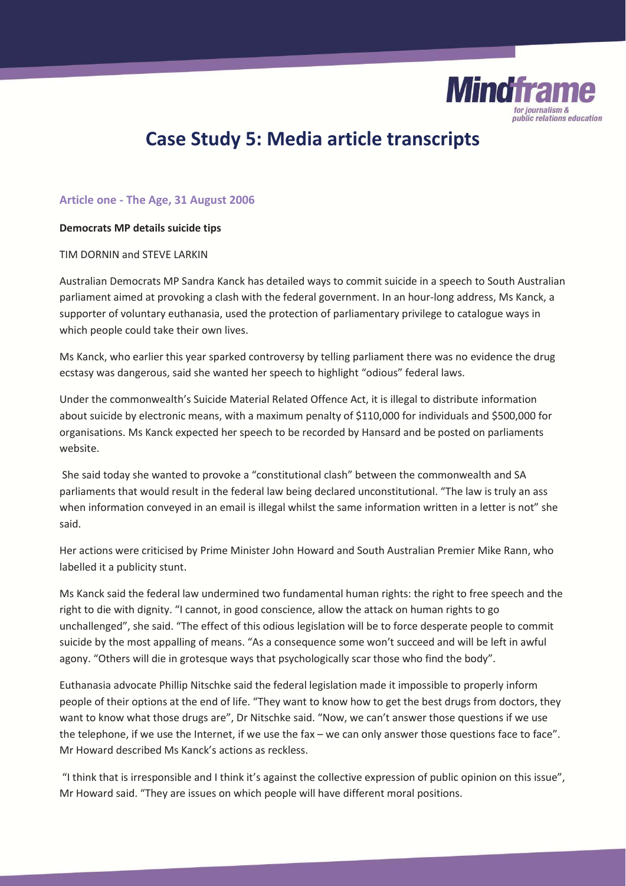# Case Study 5: Media article transcripts

### Article one - The Age, 31 August 2006

**Democrats MP details suicide tips**

TIM DORNIN and STEVE LARKIN

Australian Democrats MP Sandra Kanck has detailed ways to commit suicide in a speech to South Australian parliament aimed at provoking a clash with the federal government. In an hour-long address, Ms Kanck, a supporter of voluntary euthanasia, used the protection of parliamentary privilege to catalogue ways in which people could take their own lives.

Ms Kanck, who earlier this year sparked controversy by telling parliament there was no evidence the drug ecstasy was dangerous, said she wanted her speech to highlight "odious" federal laws.

Under the commonwealth's Suicide Material Related Offence Act, it is illegal to distribute information about suicide by electronic means, with a maximum penalty of $110,000 for individuals and $500,000 for organisations. Ms Kanck expected her speech to be recorded by Hansard and be posted on parliaments website.

She said today she wanted to provoke a "constitutional clash" between the commonwealth and SA parliaments that would result in the federal law being declared unconstitutional. "The law is truly an ass when information conveyed in an email is illegal whilst the same information written in a letter is not" she said.

Her actions were criticised by Prime Minister John Howard and South Australian Premier Mike Rann, who labelled it a publicity stunt.

Ms Kanck said the federal law undermined two fundamental human rights: the right to free speech and the right to die with dignity. "I cannot, in good conscience, allow the attack on human rights to go unchallenged", she said. "The effect of this odious legislation will be to force desperate people to commit suicide by the most appalling of means. "As a consequence some won't succeed and will be left in awful agony. "Others will die in grotesque ways that psychologically scar those who find the body".

Euthanasia advocate Phillip Nitschke said the federal legislation made it impossible to properly inform people of their options at the end of life. "They want to know how to get the best drugs from doctors, they want to know what those drugs are", Dr Nitschke said. "Now, we can't answer those questions if we use the telephone, if we use the Internet, if we use the fax – we can only answer those questions face to face". Mr Howard described Ms Kanck's actions as reckless.

"I think that is irresponsible and I think it's against the collective expression of public opinion on this issue", Mr Howard said. "They are issues on which people will have different moral positions.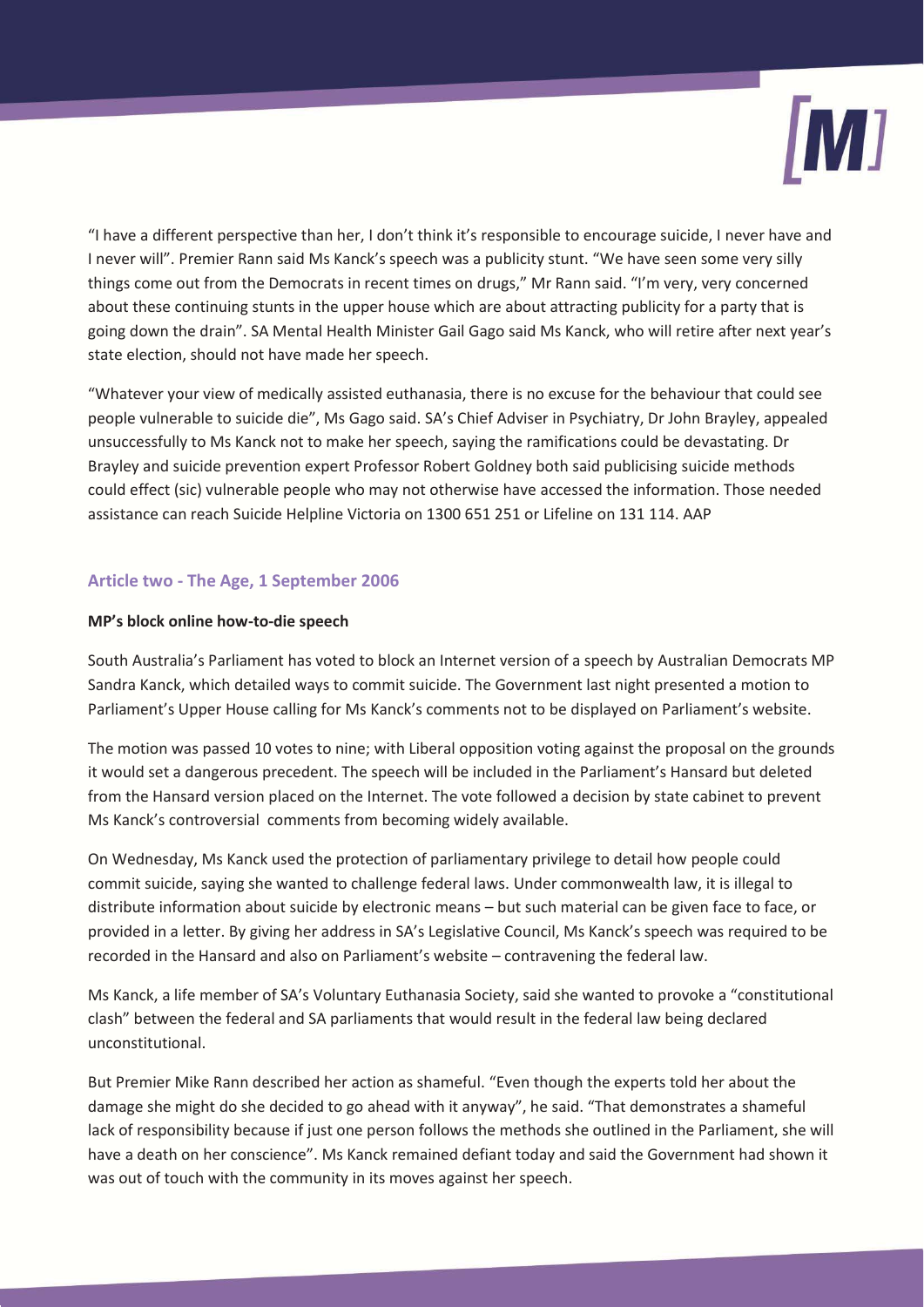"I have a different perspective than her, I don't think it's responsible to encourage suicide, I never have and I never will". Premier Rann said Ms Kanck's speech was a publicity stunt. "We have seen some very silly things come out from the Democrats in recent times on drugs," Mr Rann said. "I'm very, very concerned about these continuing stunts in the upper house which are about attracting publicity for a party that is going down the drain". SA Mental Health Minister Gail Gago said Ms Kanck, who will retire after next year's state election, should not have made her speech.

"Whatever your view of medically assisted euthanasia, there is no excuse for the behaviour that could see people vulnerable to suicide die", Ms Gago said. SA's Chief Adviser in Psychiatry, Dr John Brayley, appealed unsuccessfully to Ms Kanck not to make her speech, saying the ramifications could be devastating. Dr Brayley and suicide prevention expert Professor Robert Goldney both said publicising suicide methods could effect (sic) vulnerable people who may not otherwise have accessed the information. Those needed assistance can reach Suicide Helpline Victoria on 1300 651 251 or Lifeline on 131 114. AAP

### Article two - The Age, 1 September 2006

**MP's block online how-to-die speech**

South Australia's Parliament has voted to block an Internet version of a speech by Australian Democrats MP Sandra Kanck, which detailed ways to commit suicide. The Government last night presented a motion to Parliament's Upper House calling for Ms Kanck's comments not to be displayed on Parliament's website.

The motion was passed 10 votes to nine; with Liberal opposition voting against the proposal on the grounds it would set a dangerous precedent. The speech will be included in the Parliament's Hansard but deleted from the Hansard version placed on the Internet. The vote followed a decision by state cabinet to prevent Ms Kanck's controversial comments from becoming widely available.

On Wednesday, Ms Kanck used the protection of parliamentary privilege to detail how people could commit suicide, saying she wanted to challenge federal laws. Under commonwealth law, it is illegal to distribute information about suicide by electronic means – but such material can be given face to face, or provided in a letter. By giving her address in SA's Legislative Council, Ms Kanck's speech was required to be recorded in the Hansard and also on Parliament's website – contravening the federal law.

Ms Kanck, a life member of SA's Voluntary Euthanasia Society, said she wanted to provoke a "constitutional clash" between the federal and SA parliaments that would result in the federal law being declared unconstitutional.

But Premier Mike Rann described her action as shameful. "Even though the experts told her about the damage she might do she decided to go ahead with it anyway", he said. "That demonstrates a shameful lack of responsibility because if just one person follows the methods she outlined in the Parliament, she will have a death on her conscience". Ms Kanck remained defiant today and said the Government had shown it was out of touch with the community in its moves against her speech.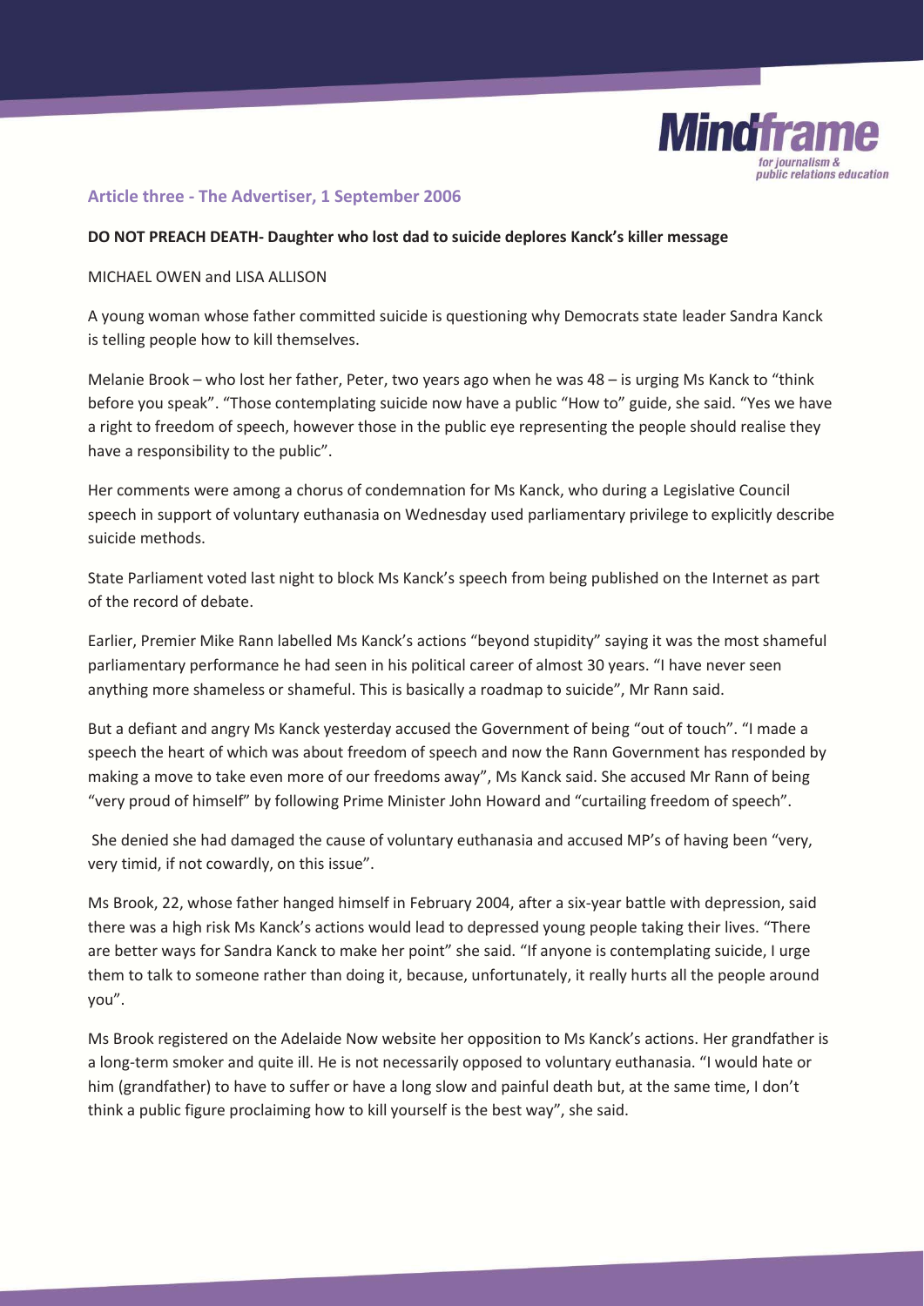## Article three - The Advertiser, 1 September 2006

**DO NOT PREACH DEATH- Daughter who lost dad to suicide deplores Kanck's killer message**

MICHAEL OWEN and LISA ALLISON

A young woman whose father committed suicide is questioning why Democrats state leader Sandra Kanck is telling people how to kill themselves.

Melanie Brook – who lost her father, Peter, two years ago when he was 48 – is urging Ms Kanck to "think before you speak". "Those contemplating suicide now have a public "How to" guide, she said. "Yes we have a right to freedom of speech, however those in the public eye representing the people should realise they have a responsibility to the public".

Her comments were among a chorus of condemnation for Ms Kanck, who during a Legislative Council speech in support of voluntary euthanasia on Wednesday used parliamentary privilege to explicitly describe suicide methods.

State Parliament voted last night to block Ms Kanck's speech from being published on the Internet as part of the record of debate.

Earlier, Premier Mike Rann labelled Ms Kanck's actions "beyond stupidity" saying it was the most shameful parliamentary performance he had seen in his political career of almost 30 years. "I have never seen anything more shameless or shameful. This is basically a roadmap to suicide", Mr Rann said.

But a defiant and angry Ms Kanck yesterday accused the Government of being "out of touch". "I made a speech the heart of which was about freedom of speech and now the Rann Government has responded by making a move to take even more of our freedoms away", Ms Kanck said. She accused Mr Rann of being "very proud of himself" by following Prime Minister John Howard and "curtailing freedom of speech".

She denied she had damaged the cause of voluntary euthanasia and accused MP's of having been "very, very timid, if not cowardly, on this issue".

Ms Brook, 22, whose father hanged himself in February 2004, after a six-year battle with depression, said there was a high risk Ms Kanck's actions would lead to depressed young people taking their lives. "There are better ways for Sandra Kanck to make her point" she said. "If anyone is contemplating suicide, I urge them to talk to someone rather than doing it, because, unfortunately, it really hurts all the people around you".

Ms Brook registered on the Adelaide Now website her opposition to Ms Kanck's actions. Her grandfather is a long-term smoker and quite ill. He is not necessarily opposed to voluntary euthanasia. "I would hate or him (grandfather) to have to suffer or have a long slow and painful death but, at the same time, I don't think a public figure proclaiming how to kill yourself is the best way", she said.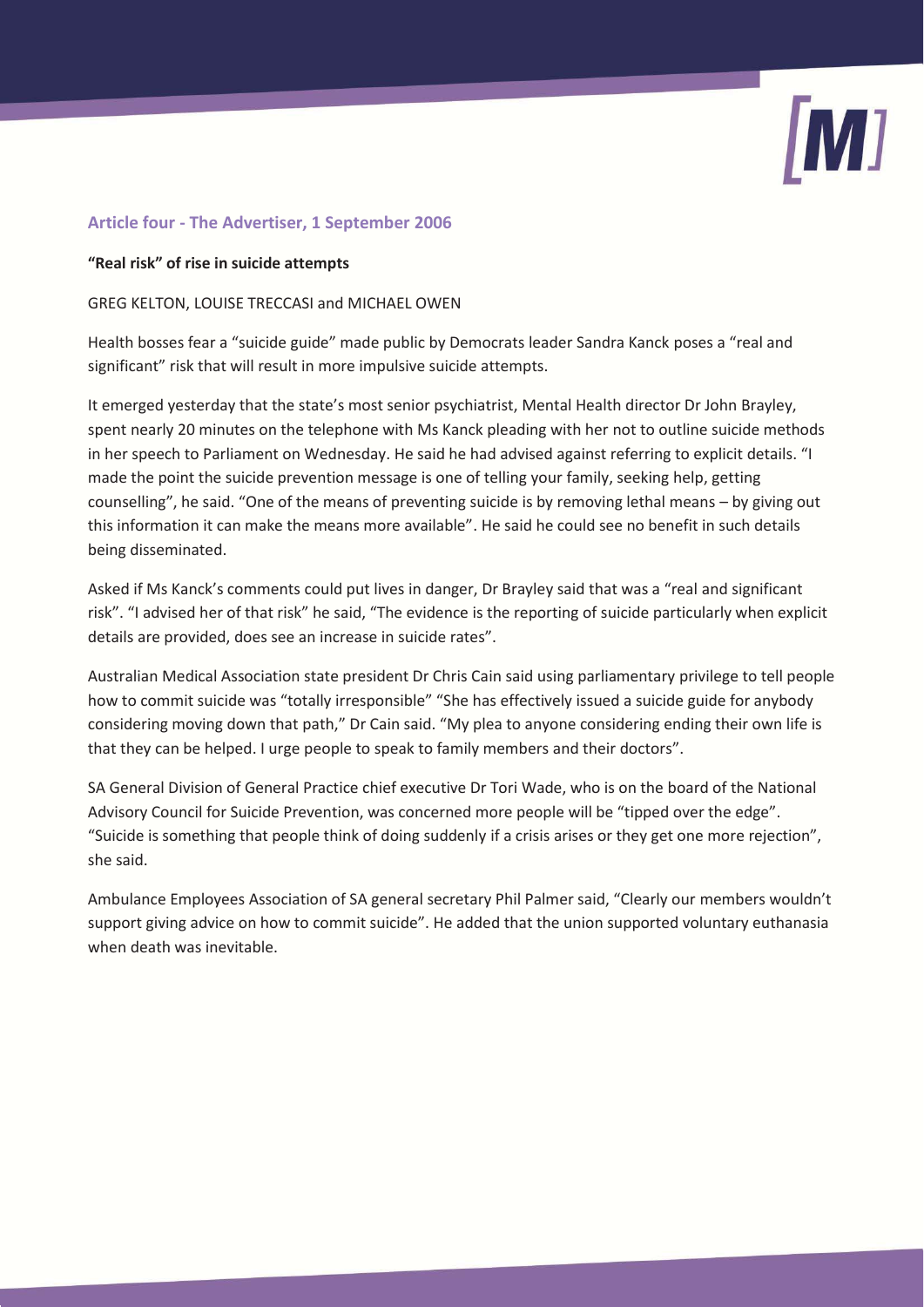## Article four - The Advertiser, 1 September 2006

**"Real risk" of rise in suicide attempts**

GREG KELTON, LOUISE TRECCASI and MICHAEL OWEN

Health bosses fear a "suicide guide" made public by Democrats leader Sandra Kanck poses a "real and significant" risk that will result in more impulsive suicide attempts.

It emerged yesterday that the state's most senior psychiatrist, Mental Health director Dr John Brayley, spent nearly 20 minutes on the telephone with Ms Kanck pleading with her not to outline suicide methods in her speech to Parliament on Wednesday. He said he had advised against referring to explicit details. "I made the point the suicide prevention message is one of telling your family, seeking help, getting counselling", he said. "One of the means of preventing suicide is by removing lethal means – by giving out this information it can make the means more available". He said he could see no benefit in such details being disseminated.

Asked if Ms Kanck's comments could put lives in danger, Dr Brayley said that was a "real and significant risk". "I advised her of that risk" he said, "The evidence is the reporting of suicide particularly when explicit details are provided, does see an increase in suicide rates".

Australian Medical Association state president Dr Chris Cain said using parliamentary privilege to tell people how to commit suicide was "totally irresponsible" "She has effectively issued a suicide guide for anybody considering moving down that path," Dr Cain said. "My plea to anyone considering ending their own life is that they can be helped. I urge people to speak to family members and their doctors".

SA General Division of General Practice chief executive Dr Tori Wade, who is on the board of the National Advisory Council for Suicide Prevention, was concerned more people will be "tipped over the edge". "Suicide is something that people think of doing suddenly if a crisis arises or they get one more rejection", she said.

Ambulance Employees Association of SA general secretary Phil Palmer said, "Clearly our members wouldn't support giving advice on how to commit suicide". He added that the union supported voluntary euthanasia when death was inevitable.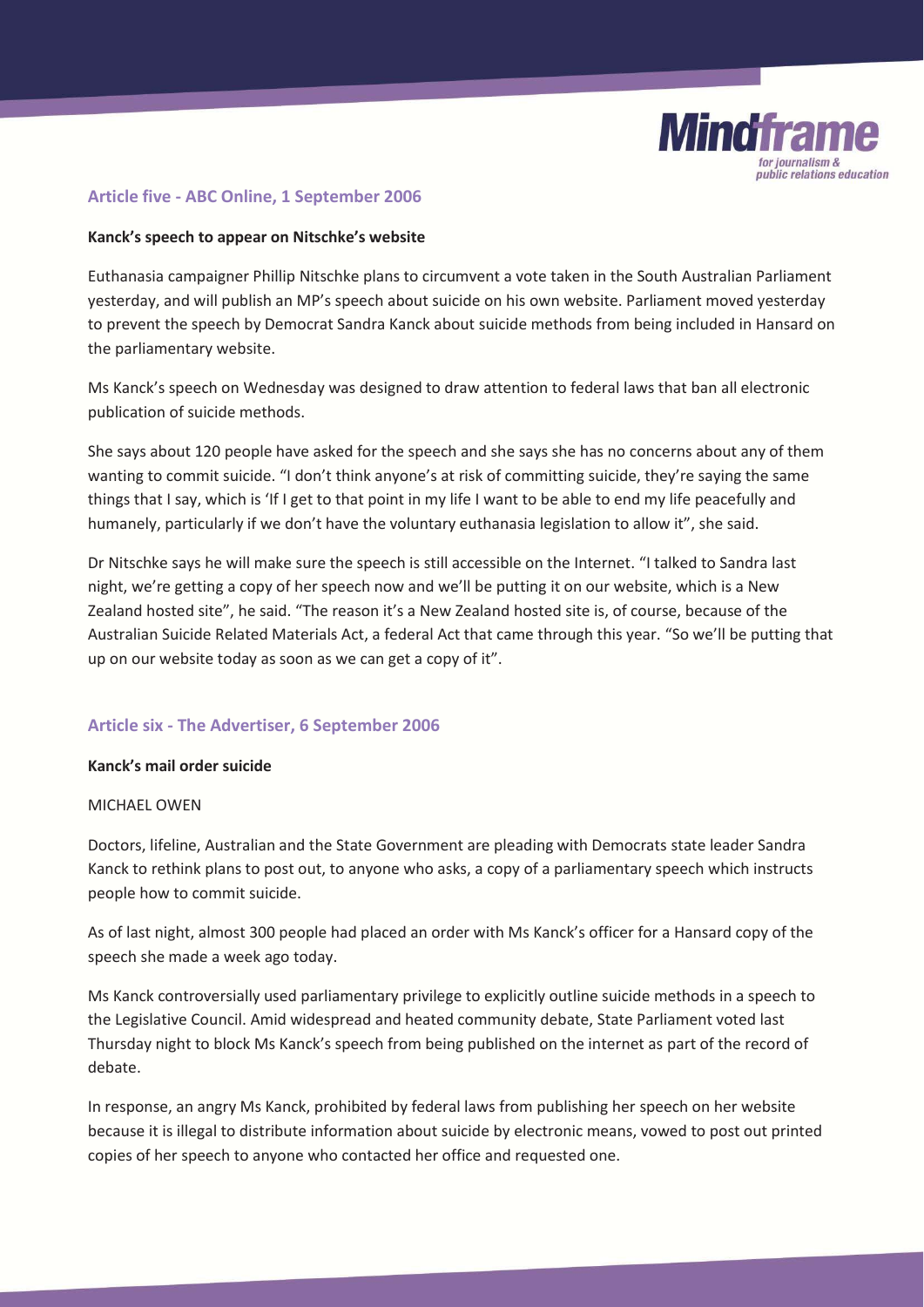## Article five - ABC Online, 1 September 2006

**Kanck's speech to appear on Nitschke's website**

Euthanasia campaigner Phillip Nitschke plans to circumvent a vote taken in the South Australian Parliament yesterday, and will publish an MP's speech about suicide on his own website. Parliament moved yesterday to prevent the speech by Democrat Sandra Kanck about suicide methods from being included in Hansard on the parliamentary website.

Ms Kanck's speech on Wednesday was designed to draw attention to federal laws that ban all electronic publication of suicide methods.

She says about 120 people have asked for the speech and she says she has no concerns about any of them wanting to commit suicide. "I don't think anyone's at risk of committing suicide, they're saying the same things that I say, which is 'If I get to that point in my life I want to be able to end my life peacefully and humanely, particularly if we don't have the voluntary euthanasia legislation to allow it", she said.

Dr Nitschke says he will make sure the speech is still accessible on the Internet. "I talked to Sandra last night, we're getting a copy of her speech now and we'll be putting it on our website, which is a New Zealand hosted site", he said. "The reason it's a New Zealand hosted site is, of course, because of the Australian Suicide Related Materials Act, a federal Act that came through this year. "So we'll be putting that up on our website today as soon as we can get a copy of it".

## Article six - The Advertiser, 6 September 2006

**Kanck's mail order suicide**

MICHAEL OWEN

Doctors, lifeline, Australian and the State Government are pleading with Democrats state leader Sandra Kanck to rethink plans to post out, to anyone who asks, a copy of a parliamentary speech which instructs people how to commit suicide.

As of last night, almost 300 people had placed an order with Ms Kanck's officer for a Hansard copy of the speech she made a week ago today.

Ms Kanck controversially used parliamentary privilege to explicitly outline suicide methods in a speech to the Legislative Council. Amid widespread and heated community debate, State Parliament voted last Thursday night to block Ms Kanck's speech from being published on the internet as part of the record of debate.

In response, an angry Ms Kanck, prohibited by federal laws from publishing her speech on her website because it is illegal to distribute information about suicide by electronic means, vowed to post out printed copies of her speech to anyone who contacted her office and requested one.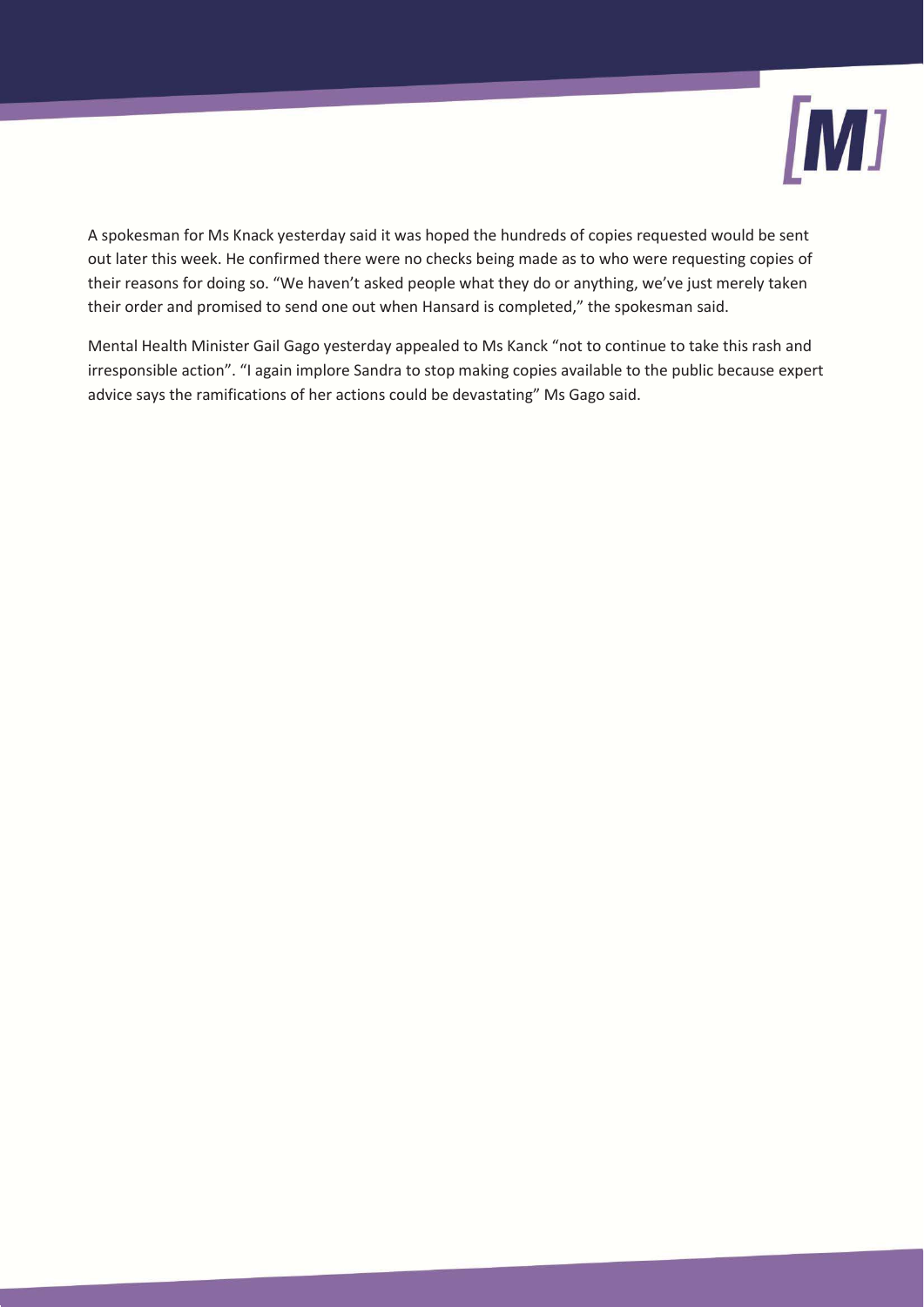A spokesman for Ms Knack yesterday said it was hoped the hundreds of copies requested would be sent out later this week. He confirmed there were no checks being made as to who were requesting copies of their reasons for doing so. “We haven’t asked people what they do or anything, we’ve just merely taken their order and promised to send one out when Hansard is completed,” the spokesman said.

Mental Health Minister Gail Gago yesterday appealed to Ms Kanck “not to continue to take this rash and irresponsible action”. “I again implore Sandra to stop making copies available to the public because expert advice says the ramifications of her actions could be devastating” Ms Gago said.